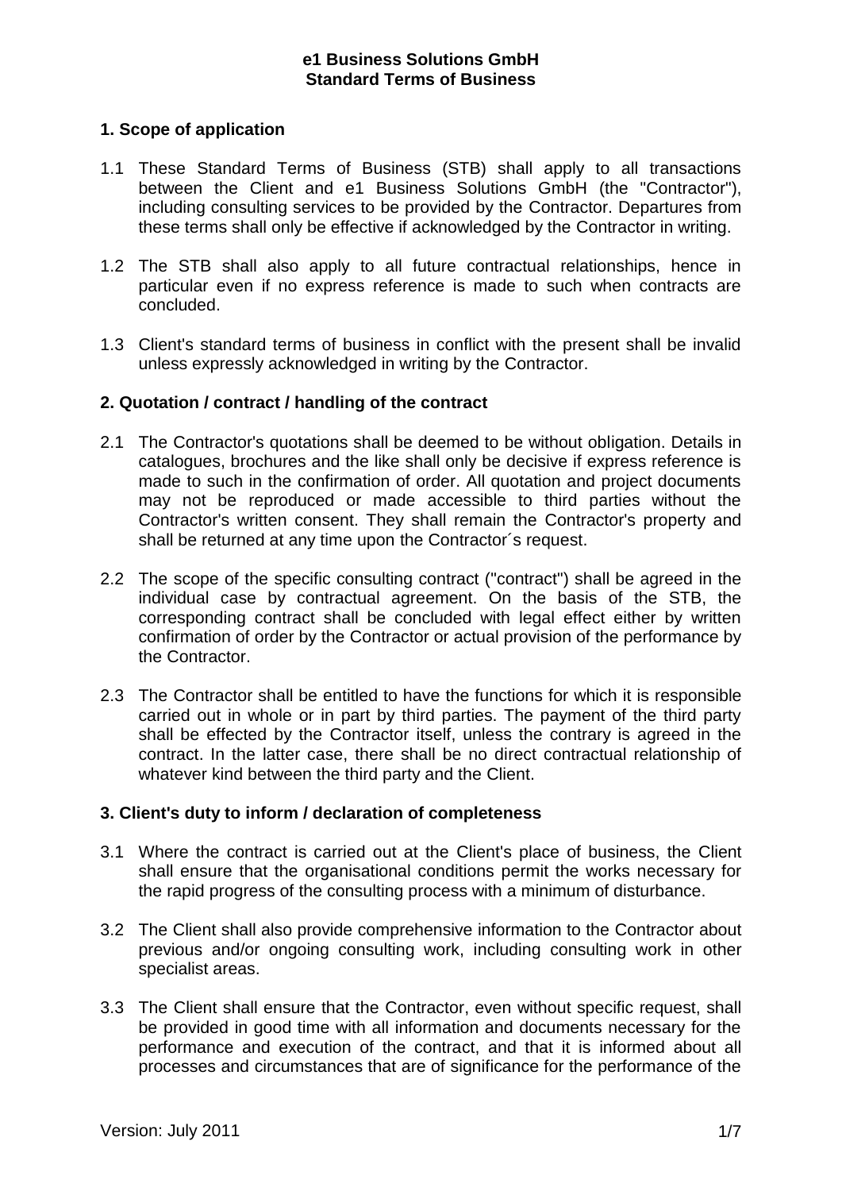**e1 Business Solutions GmbH**
**Standard Terms of Business**

## 1. Scope of application

1.1 These Standard Terms of Business (STB) shall apply to all transactions between the Client and e1 Business Solutions GmbH (the "Contractor"), including consulting services to be provided by the Contractor. Departures from these terms shall only be effective if acknowledged by the Contractor in writing.

1.2 The STB shall also apply to all future contractual relationships, hence in particular even if no express reference is made to such when contracts are concluded.

1.3 Client's standard terms of business in conflict with the present shall be invalid unless expressly acknowledged in writing by the Contractor.

## 2. Quotation / contract / handling of the contract

2.1 The Contractor's quotations shall be deemed to be without obligation. Details in catalogues, brochures and the like shall only be decisive if express reference is made to such in the confirmation of order. All quotation and project documents may not be reproduced or made accessible to third parties without the Contractor's written consent. They shall remain the Contractor's property and shall be returned at any time upon the Contractor´s request.

2.2 The scope of the specific consulting contract ("contract") shall be agreed in the individual case by contractual agreement. On the basis of the STB, the corresponding contract shall be concluded with legal effect either by written confirmation of order by the Contractor or actual provision of the performance by the Contractor.

2.3 The Contractor shall be entitled to have the functions for which it is responsible carried out in whole or in part by third parties. The payment of the third party shall be effected by the Contractor itself, unless the contrary is agreed in the contract. In the latter case, there shall be no direct contractual relationship of whatever kind between the third party and the Client.

## 3. Client's duty to inform / declaration of completeness

3.1 Where the contract is carried out at the Client's place of business, the Client shall ensure that the organisational conditions permit the works necessary for the rapid progress of the consulting process with a minimum of disturbance.

3.2 The Client shall also provide comprehensive information to the Contractor about previous and/or ongoing consulting work, including consulting work in other specialist areas.

3.3 The Client shall ensure that the Contractor, even without specific request, shall be provided in good time with all information and documents necessary for the performance and execution of the contract, and that it is informed about all processes and circumstances that are of significance for the performance of the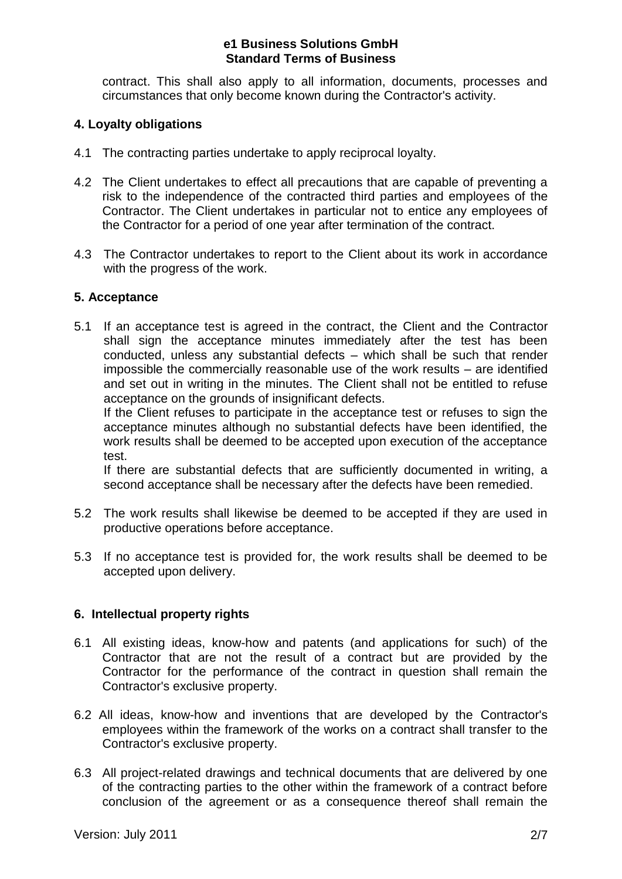contract. This shall also apply to all information, documents, processes and circumstances that only become known during the Contractor's activity.

## 4. Loyalty obligations

4.1 The contracting parties undertake to apply reciprocal loyalty.

4.2 The Client undertakes to effect all precautions that are capable of preventing a risk to the independence of the contracted third parties and employees of the Contractor. The Client undertakes in particular not to entice any employees of the Contractor for a period of one year after termination of the contract.

4.3 The Contractor undertakes to report to the Client about its work in accordance with the progress of the work.

## 5. Acceptance

5.1 If an acceptance test is agreed in the contract, the Client and the Contractor shall sign the acceptance minutes immediately after the test has been conducted, unless any substantial defects – which shall be such that render impossible the commercially reasonable use of the work results – are identified and set out in writing in the minutes. The Client shall not be entitled to refuse acceptance on the grounds of insignificant defects.
If the Client refuses to participate in the acceptance test or refuses to sign the acceptance minutes although no substantial defects have been identified, the work results shall be deemed to be accepted upon execution of the acceptance test.
If there are substantial defects that are sufficiently documented in writing, a second acceptance shall be necessary after the defects have been remedied.

5.2 The work results shall likewise be deemed to be accepted if they are used in productive operations before acceptance.

5.3 If no acceptance test is provided for, the work results shall be deemed to be accepted upon delivery.

## 6. Intellectual property rights

6.1 All existing ideas, know-how and patents (and applications for such) of the Contractor that are not the result of a contract but are provided by the Contractor for the performance of the contract in question shall remain the Contractor's exclusive property.

6.2 All ideas, know-how and inventions that are developed by the Contractor's employees within the framework of the works on a contract shall transfer to the Contractor's exclusive property.

6.3 All project-related drawings and technical documents that are delivered by one of the contracting parties to the other within the framework of a contract before conclusion of the agreement or as a consequence thereof shall remain the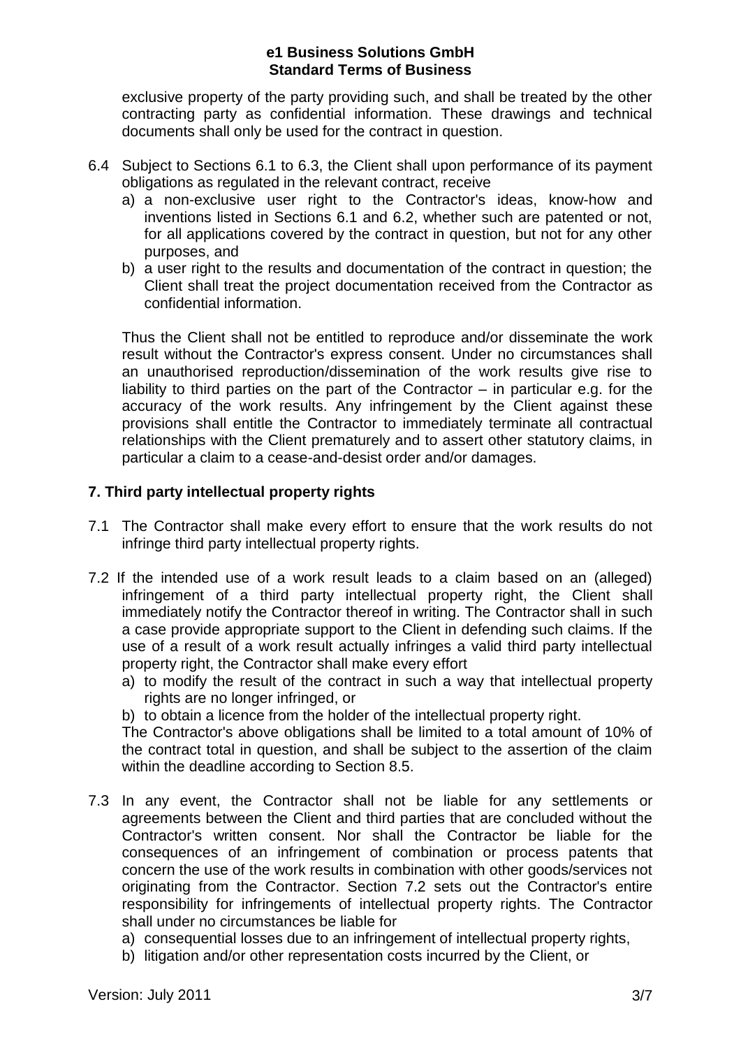exclusive property of the party providing such, and shall be treated by the other contracting party as confidential information. These drawings and technical documents shall only be used for the contract in question.

6.4 Subject to Sections 6.1 to 6.3, the Client shall upon performance of its payment obligations as regulated in the relevant contract, receive

a) a non-exclusive user right to the Contractor's ideas, know-how and inventions listed in Sections 6.1 and 6.2, whether such are patented or not, for all applications covered by the contract in question, but not for any other purposes, and
b) a user right to the results and documentation of the contract in question; the Client shall treat the project documentation received from the Contractor as confidential information.

Thus the Client shall not be entitled to reproduce and/or disseminate the work result without the Contractor's express consent. Under no circumstances shall an unauthorised reproduction/dissemination of the work results give rise to liability to third parties on the part of the Contractor – in particular e.g. for the accuracy of the work results. Any infringement by the Client against these provisions shall entitle the Contractor to immediately terminate all contractual relationships with the Client prematurely and to assert other statutory claims, in particular a claim to a cease-and-desist order and/or damages.

## 7. Third party intellectual property rights

7.1 The Contractor shall make every effort to ensure that the work results do not infringe third party intellectual property rights.

7.2 If the intended use of a work result leads to a claim based on an (alleged) infringement of a third party intellectual property right, the Client shall immediately notify the Contractor thereof in writing. The Contractor shall in such a case provide appropriate support to the Client in defending such claims. If the use of a result of a work result actually infringes a valid third party intellectual property right, the Contractor shall make every effort

a) to modify the result of the contract in such a way that intellectual property rights are no longer infringed, or
b) to obtain a licence from the holder of the intellectual property right.

The Contractor's above obligations shall be limited to a total amount of 10% of the contract total in question, and shall be subject to the assertion of the claim within the deadline according to Section 8.5.

7.3 In any event, the Contractor shall not be liable for any settlements or agreements between the Client and third parties that are concluded without the Contractor's written consent. Nor shall the Contractor be liable for the consequences of an infringement of combination or process patents that concern the use of the work results in combination with other goods/services not originating from the Contractor. Section 7.2 sets out the Contractor's entire responsibility for infringements of intellectual property rights. The Contractor shall under no circumstances be liable for

a) consequential losses due to an infringement of intellectual property rights,
b) litigation and/or other representation costs incurred by the Client, or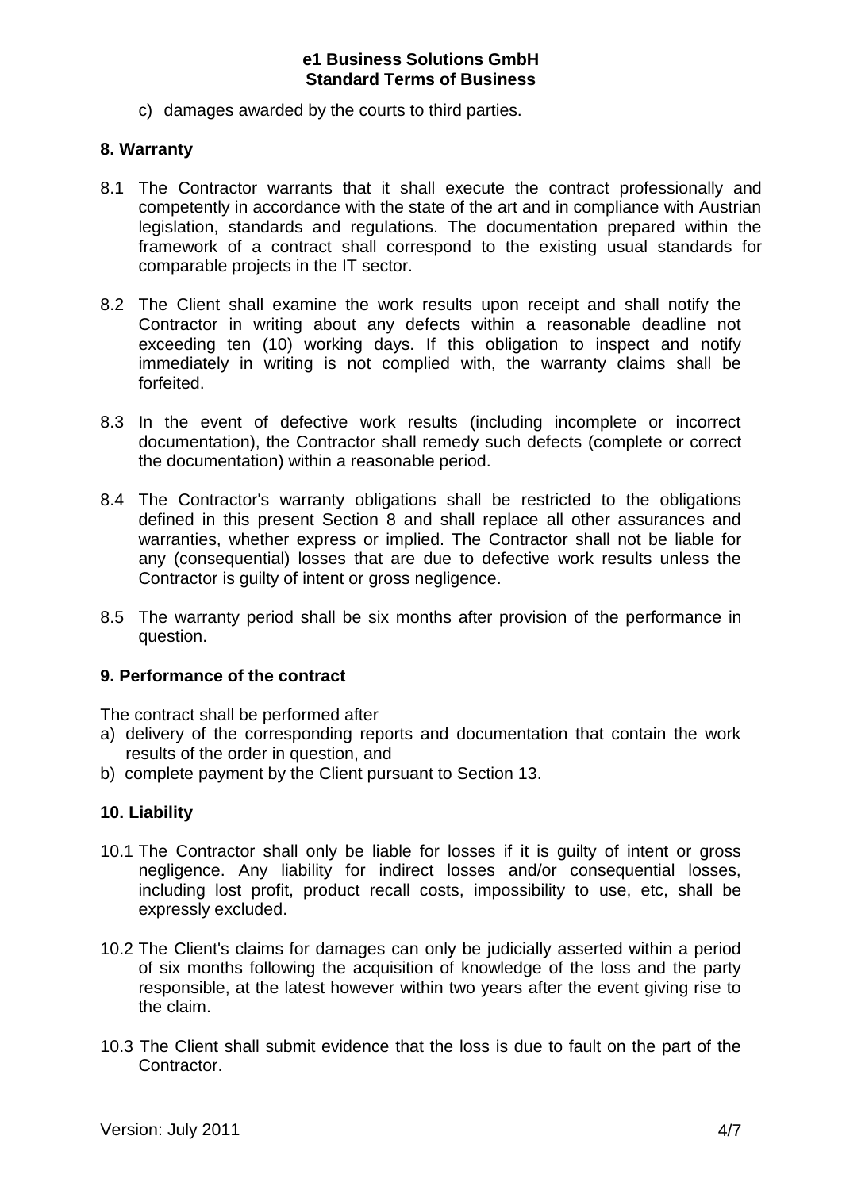c) damages awarded by the courts to third parties.

## 8. Warranty

8.1 The Contractor warrants that it shall execute the contract professionally and competently in accordance with the state of the art and in compliance with Austrian legislation, standards and regulations. The documentation prepared within the framework of a contract shall correspond to the existing usual standards for comparable projects in the IT sector.

8.2 The Client shall examine the work results upon receipt and shall notify the Contractor in writing about any defects within a reasonable deadline not exceeding ten (10) working days. If this obligation to inspect and notify immediately in writing is not complied with, the warranty claims shall be forfeited.

8.3 In the event of defective work results (including incomplete or incorrect documentation), the Contractor shall remedy such defects (complete or correct the documentation) within a reasonable period.

8.4 The Contractor's warranty obligations shall be restricted to the obligations defined in this present Section 8 and shall replace all other assurances and warranties, whether express or implied. The Contractor shall not be liable for any (consequential) losses that are due to defective work results unless the Contractor is guilty of intent or gross negligence.

8.5 The warranty period shall be six months after provision of the performance in question.

## 9. Performance of the contract

The contract shall be performed after

a) delivery of the corresponding reports and documentation that contain the work results of the order in question, and
b) complete payment by the Client pursuant to Section 13.

## 10. Liability

10.1 The Contractor shall only be liable for losses if it is guilty of intent or gross negligence. Any liability for indirect losses and/or consequential losses, including lost profit, product recall costs, impossibility to use, etc, shall be expressly excluded.

10.2 The Client's claims for damages can only be judicially asserted within a period of six months following the acquisition of knowledge of the loss and the party responsible, at the latest however within two years after the event giving rise to the claim.

10.3 The Client shall submit evidence that the loss is due to fault on the part of the Contractor.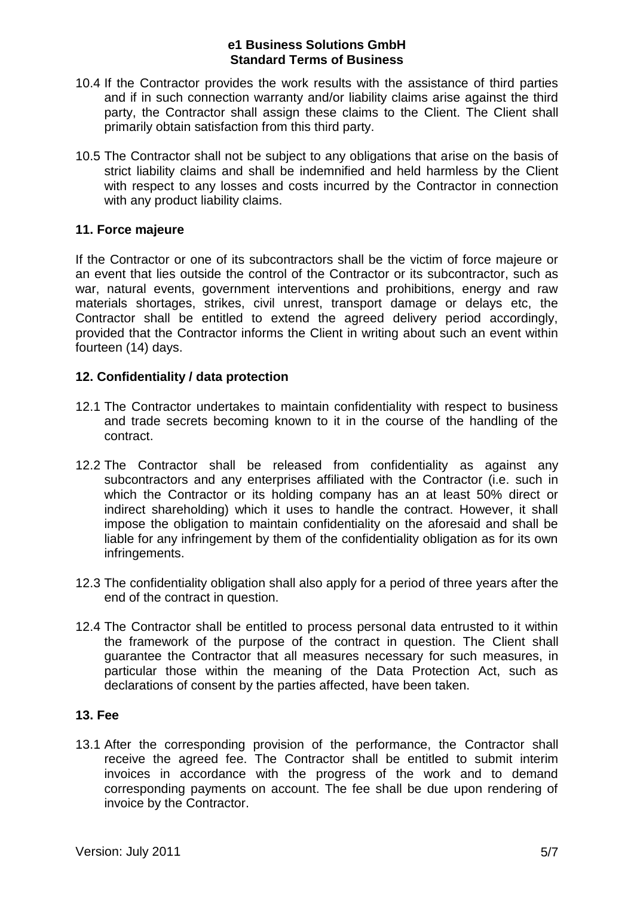10.4 If the Contractor provides the work results with the assistance of third parties and if in such connection warranty and/or liability claims arise against the third party, the Contractor shall assign these claims to the Client. The Client shall primarily obtain satisfaction from this third party.

10.5 The Contractor shall not be subject to any obligations that arise on the basis of strict liability claims and shall be indemnified and held harmless by the Client with respect to any losses and costs incurred by the Contractor in connection with any product liability claims.

## 11. Force majeure

If the Contractor or one of its subcontractors shall be the victim of force majeure or an event that lies outside the control of the Contractor or its subcontractor, such as war, natural events, government interventions and prohibitions, energy and raw materials shortages, strikes, civil unrest, transport damage or delays etc, the Contractor shall be entitled to extend the agreed delivery period accordingly, provided that the Contractor informs the Client in writing about such an event within fourteen (14) days.

## 12. Confidentiality / data protection

12.1 The Contractor undertakes to maintain confidentiality with respect to business and trade secrets becoming known to it in the course of the handling of the contract.

12.2 The Contractor shall be released from confidentiality as against any subcontractors and any enterprises affiliated with the Contractor (i.e. such in which the Contractor or its holding company has an at least 50% direct or indirect shareholding) which it uses to handle the contract. However, it shall impose the obligation to maintain confidentiality on the aforesaid and shall be liable for any infringement by them of the confidentiality obligation as for its own infringements.

12.3 The confidentiality obligation shall also apply for a period of three years after the end of the contract in question.

12.4 The Contractor shall be entitled to process personal data entrusted to it within the framework of the purpose of the contract in question. The Client shall guarantee the Contractor that all measures necessary for such measures, in particular those within the meaning of the Data Protection Act, such as declarations of consent by the parties affected, have been taken.

## 13. Fee

13.1 After the corresponding provision of the performance, the Contractor shall receive the agreed fee. The Contractor shall be entitled to submit interim invoices in accordance with the progress of the work and to demand corresponding payments on account. The fee shall be due upon rendering of invoice by the Contractor.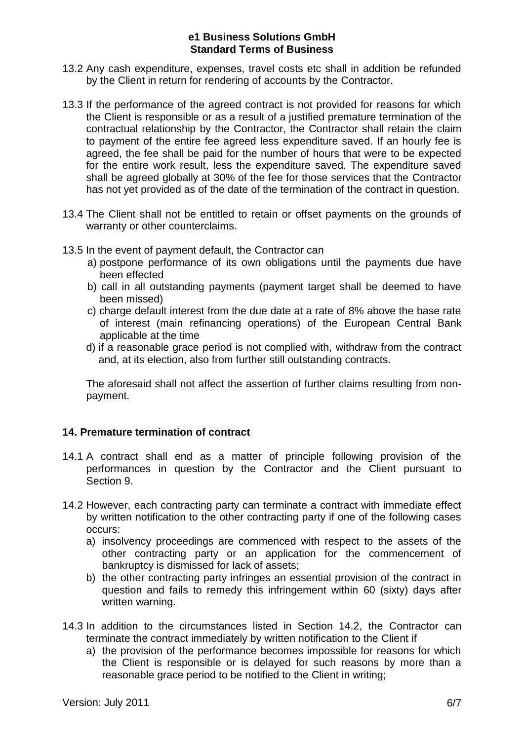13.2 Any cash expenditure, expenses, travel costs etc shall in addition be refunded by the Client in return for rendering of accounts by the Contractor.

13.3 If the performance of the agreed contract is not provided for reasons for which the Client is responsible or as a result of a justified premature termination of the contractual relationship by the Contractor, the Contractor shall retain the claim to payment of the entire fee agreed less expenditure saved. If an hourly fee is agreed, the fee shall be paid for the number of hours that were to be expected for the entire work result, less the expenditure saved. The expenditure saved shall be agreed globally at 30% of the fee for those services that the Contractor has not yet provided as of the date of the termination of the contract in question.

13.4 The Client shall not be entitled to retain or offset payments on the grounds of warranty or other counterclaims.

13.5 In the event of payment default, the Contractor can

a) postpone performance of its own obligations until the payments due have been effected
b) call in all outstanding payments (payment target shall be deemed to have been missed)
c) charge default interest from the due date at a rate of 8% above the base rate of interest (main refinancing operations) of the European Central Bank applicable at the time
d) if a reasonable grace period is not complied with, withdraw from the contract and, at its election, also from further still outstanding contracts.

The aforesaid shall not affect the assertion of further claims resulting from non-payment.

## 14. Premature termination of contract

14.1 A contract shall end as a matter of principle following provision of the performances in question by the Contractor and the Client pursuant to Section 9.

14.2 However, each contracting party can terminate a contract with immediate effect by written notification to the other contracting party if one of the following cases occurs:

a) insolvency proceedings are commenced with respect to the assets of the other contracting party or an application for the commencement of bankruptcy is dismissed for lack of assets;
b) the other contracting party infringes an essential provision of the contract in question and fails to remedy this infringement within 60 (sixty) days after written warning.

14.3 In addition to the circumstances listed in Section 14.2, the Contractor can terminate the contract immediately by written notification to the Client if

a) the provision of the performance becomes impossible for reasons for which the Client is responsible or is delayed for such reasons by more than a reasonable grace period to be notified to the Client in writing;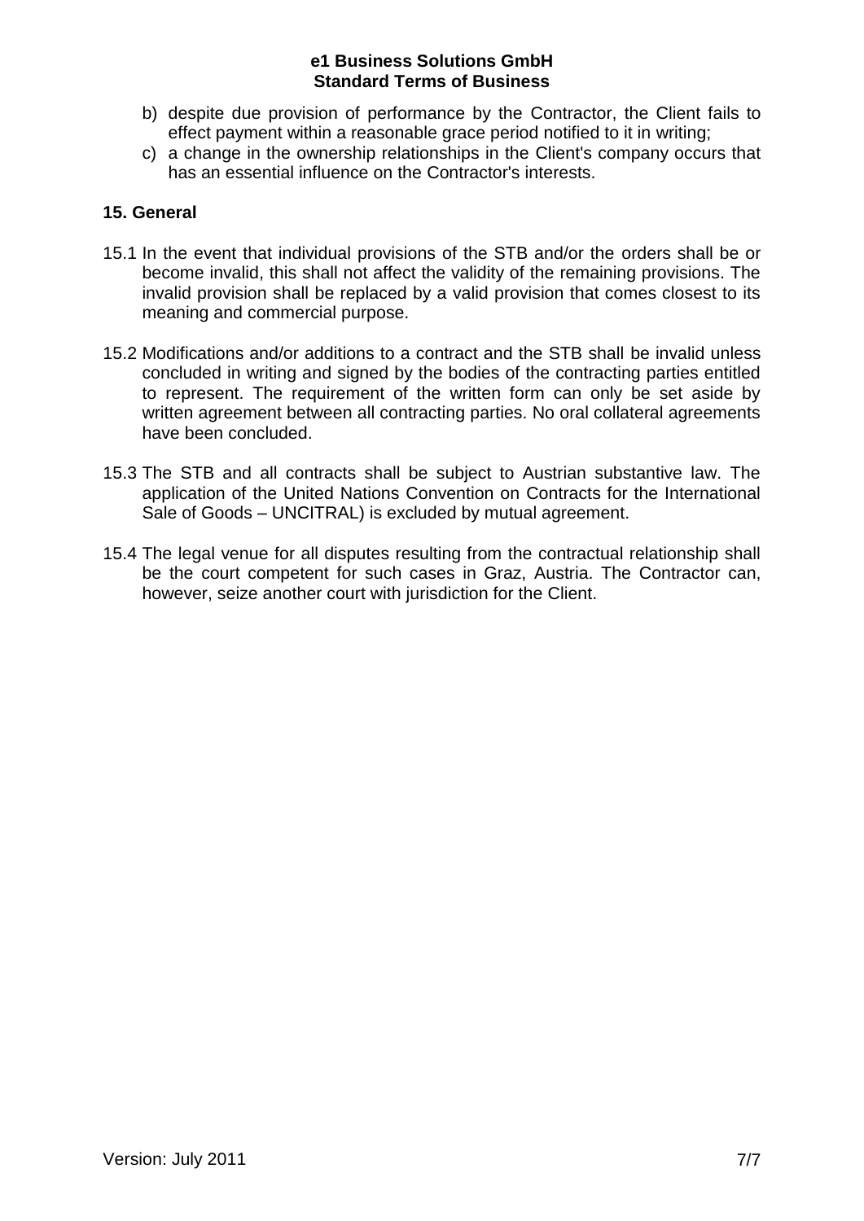b) despite due provision of performance by the Contractor, the Client fails to effect payment within a reasonable grace period notified to it in writing;
c) a change in the ownership relationships in the Client's company occurs that has an essential influence on the Contractor's interests.

## 15. General

15.1 In the event that individual provisions of the STB and/or the orders shall be or become invalid, this shall not affect the validity of the remaining provisions. The invalid provision shall be replaced by a valid provision that comes closest to its meaning and commercial purpose.

15.2 Modifications and/or additions to a contract and the STB shall be invalid unless concluded in writing and signed by the bodies of the contracting parties entitled to represent. The requirement of the written form can only be set aside by written agreement between all contracting parties. No oral collateral agreements have been concluded.

15.3 The STB and all contracts shall be subject to Austrian substantive law. The application of the United Nations Convention on Contracts for the International Sale of Goods – UNCITRAL) is excluded by mutual agreement.

15.4 The legal venue for all disputes resulting from the contractual relationship shall be the court competent for such cases in Graz, Austria. The Contractor can, however, seize another court with jurisdiction for the Client.